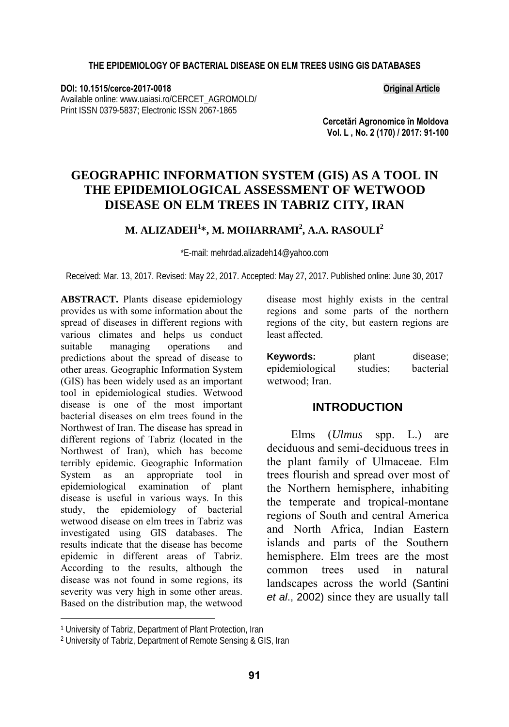DOI: 10.1515/cerce-2017-0018

Original Article

Available online: www.uaiasi.ro/CERCET_AGROMOLD/
Print ISSN 0379-5837; Electronic ISSN 2067-1865

Cercetări Agronomice în Moldova
Vol. L , No. 2 (170) / 2017: 91-100

# GEOGRAPHIC INFORMATION SYSTEM (GIS) AS A TOOL IN THE EPIDEMIOLOGICAL ASSESSMENT OF WETWOOD DISEASE ON ELM TREES IN TABRIZ CITY, IRAN

**M. ALIZADEH[1]*, M. MOHARRAMI[2], A.A. RASOULI[2]**

*E-mail: mehrdad.alizadeh14@yahoo.com

Received: Mar. 13, 2017. Revised: May 22, 2017. Accepted: May 27, 2017. Published online: June 30, 2017

**ABSTRACT.** Plants disease epidemiology provides us with some information about the spread of diseases in different regions with various climates and helps us conduct suitable managing operations and predictions about the spread of disease to other areas. Geographic Information System (GIS) has been widely used as an important tool in epidemiological studies. Wetwood disease is one of the most important bacterial diseases on elm trees found in the Northwest of Iran. The disease has spread in different regions of Tabriz (located in the Northwest of Iran), which has become terribly epidemic. Geographic Information System as an appropriate tool in epidemiological examination of plant disease is useful in various ways. In this study, the epidemiology of bacterial wetwood disease on elm trees in Tabriz was investigated using GIS databases. The results indicate that the disease has become epidemic in different areas of Tabriz. According to the results, although the disease was not found in some regions, its severity was very high in some other areas. Based on the distribution map, the wetwood disease most highly exists in the central regions and some parts of the northern regions of the city, but eastern regions are least affected.

**Keywords:** plant disease; epidemiological studies; bacterial wetwood; Iran.

## INTRODUCTION

Elms (*Ulmus* spp. L.) are deciduous and semi-deciduous trees in the plant family of Ulmaceae. Elm trees flourish and spread over most of the Northern hemisphere, inhabiting the temperate and tropical-montane regions of South and central America and North Africa, Indian Eastern islands and parts of the Southern hemisphere. Elm trees are the most common trees used in natural landscapes across the world (Santini *et al*., 2002) since they are usually tall

[1] University of Tabriz, Department of Plant Protection, Iran

[2] University of Tabriz, Department of Remote Sensing & GIS, Iran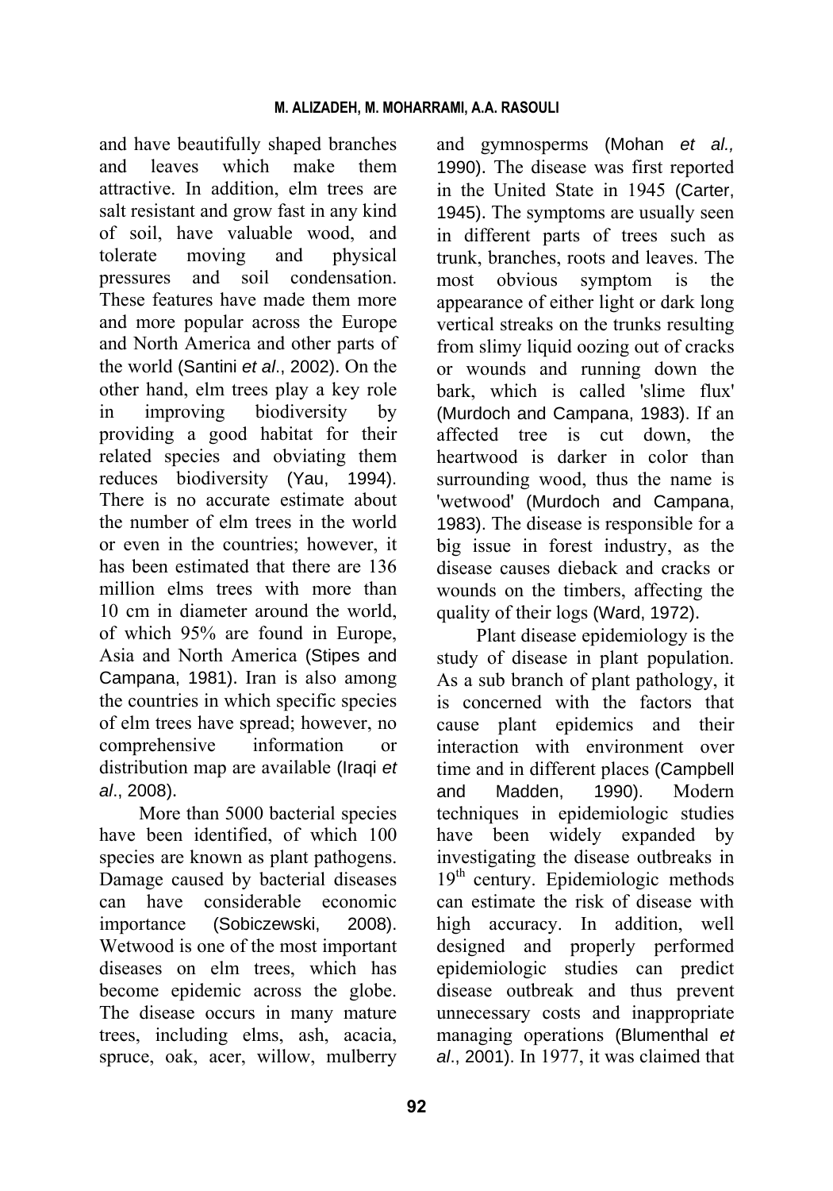and have beautifully shaped branches and leaves which make them attractive. In addition, elm trees are salt resistant and grow fast in any kind of soil, have valuable wood, and tolerate moving and physical pressures and soil condensation. These features have made them more and more popular across the Europe and North America and other parts of the world (Santini *et al*., 2002). On the other hand, elm trees play a key role in improving biodiversity by providing a good habitat for their related species and obviating them reduces biodiversity (Yau, 1994). There is no accurate estimate about the number of elm trees in the world or even in the countries; however, it has been estimated that there are 136 million elms trees with more than 10 cm in diameter around the world, of which 95% are found in Europe, Asia and North America (Stipes and Campana, 1981). Iran is also among the countries in which specific species of elm trees have spread; however, no comprehensive information or distribution map are available (Iraqi *et al*., 2008).

More than 5000 bacterial species have been identified, of which 100 species are known as plant pathogens. Damage caused by bacterial diseases can have considerable economic importance (Sobiczewski, 2008). Wetwood is one of the most important diseases on elm trees, which has become epidemic across the globe. The disease occurs in many mature trees, including elms, ash, acacia, spruce, oak, acer, willow, mulberry and gymnosperms (Mohan *et al.,* 1990). The disease was first reported in the United State in 1945 (Carter, 1945). The symptoms are usually seen in different parts of trees such as trunk, branches, roots and leaves. The most obvious symptom is the appearance of either light or dark long vertical streaks on the trunks resulting from slimy liquid oozing out of cracks or wounds and running down the bark, which is called 'slime flux' (Murdoch and Campana, 1983). If an affected tree is cut down, the heartwood is darker in color than surrounding wood, thus the name is 'wetwood' (Murdoch and Campana, 1983). The disease is responsible for a big issue in forest industry, as the disease causes dieback and cracks or wounds on the timbers, affecting the quality of their logs (Ward, 1972).

Plant disease epidemiology is the study of disease in plant population. As a sub branch of plant pathology, it is concerned with the factors that cause plant epidemics and their interaction with environment over time and in different places (Campbell and Madden, 1990). Modern techniques in epidemiologic studies have been widely expanded by investigating the disease outbreaks in 19th century. Epidemiologic methods can estimate the risk of disease with high accuracy. In addition, well designed and properly performed epidemiologic studies can predict disease outbreak and thus prevent unnecessary costs and inappropriate managing operations (Blumenthal *et al*., 2001). In 1977, it was claimed that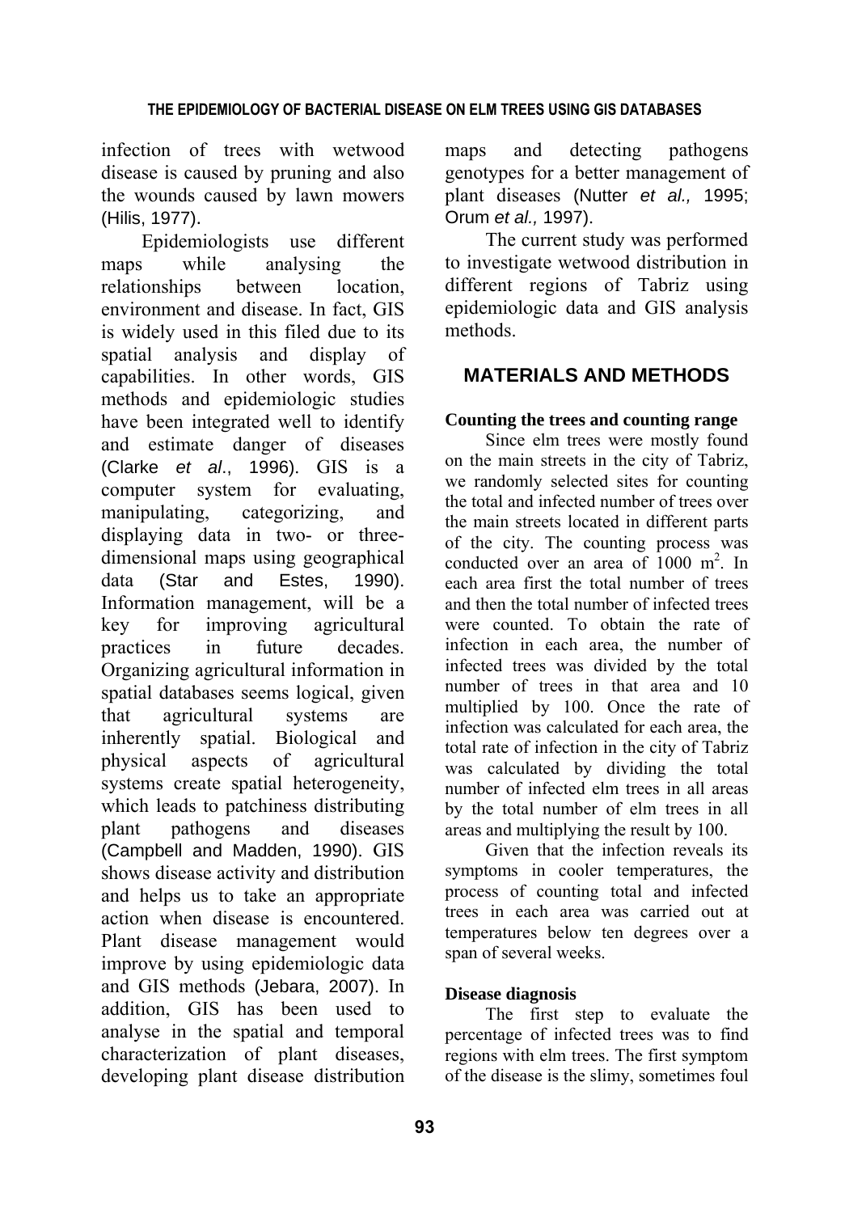infection of trees with wetwood disease is caused by pruning and also the wounds caused by lawn mowers (Hilis, 1977).

Epidemiologists use different maps while analysing the relationships between location, environment and disease. In fact, GIS is widely used in this filed due to its spatial analysis and display of capabilities. In other words, GIS methods and epidemiologic studies have been integrated well to identify and estimate danger of diseases (Clarke *et al*., 1996). GIS is a computer system for evaluating, manipulating, categorizing, and displaying data in two- or three-dimensional maps using geographical data (Star and Estes, 1990). Information management, will be a key for improving agricultural practices in future decades. Organizing agricultural information in spatial databases seems logical, given that agricultural systems are inherently spatial. Biological and physical aspects of agricultural systems create spatial heterogeneity, which leads to patchiness distributing plant pathogens and diseases (Campbell and Madden, 1990). GIS shows disease activity and distribution and helps us to take an appropriate action when disease is encountered. Plant disease management would improve by using epidemiologic data and GIS methods (Jebara, 2007). In addition, GIS has been used to analyse in the spatial and temporal characterization of plant diseases, developing plant disease distribution maps and detecting pathogens genotypes for a better management of plant diseases (Nutter *et al.,* 1995; Orum *et al.,* 1997).

The current study was performed to investigate wetwood distribution in different regions of Tabriz using epidemiologic data and GIS analysis methods.

## MATERIALS AND METHODS

**Counting the trees and counting range**

Since elm trees were mostly found on the main streets in the city of Tabriz, we randomly selected sites for counting the total and infected number of trees over the main streets located in different parts of the city. The counting process was conducted over an area of 1000 $m^2$. In each area first the total number of trees and then the total number of infected trees were counted. To obtain the rate of infection in each area, the number of infected trees was divided by the total number of trees in that area and 10 multiplied by 100. Once the rate of infection was calculated for each area, the total rate of infection in the city of Tabriz was calculated by dividing the total number of infected elm trees in all areas by the total number of elm trees in all areas and multiplying the result by 100.

Given that the infection reveals its symptoms in cooler temperatures, the process of counting total and infected trees in each area was carried out at temperatures below ten degrees over a span of several weeks.

**Disease diagnosis**

The first step to evaluate the percentage of infected trees was to find regions with elm trees. The first symptom of the disease is the slimy, sometimes foul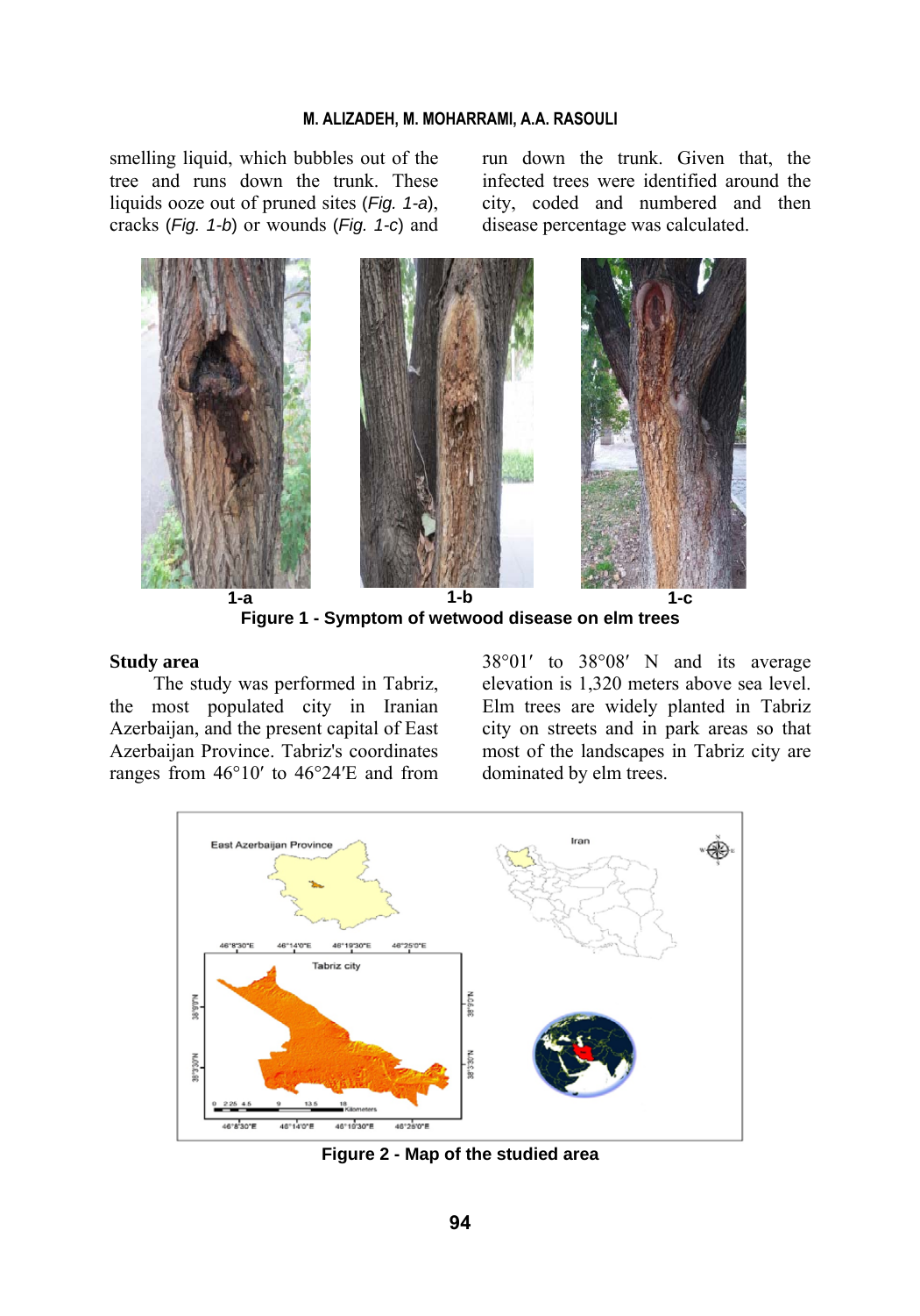smelling liquid, which bubbles out of the tree and runs down the trunk. These liquids ooze out of pruned sites (*Fig. 1-a*), cracks (*Fig. 1-b*) or wounds (*Fig. 1-c*) and run down the trunk. Given that, the infected trees were identified around the city, coded and numbered and then disease percentage was calculated.

**Figure 1 - Symptom of wetwood disease on elm trees**

### Study area

The study was performed in Tabriz, the most populated city in Iranian Azerbaijan, and the present capital of East Azerbaijan Province. Tabriz's coordinates ranges from 46°10′ to 46°24′E and from 38°01′ to 38°08′ N and its average elevation is 1,320 meters above sea level. Elm trees are widely planted in Tabriz city on streets and in park areas so that most of the landscapes in Tabriz city are dominated by elm trees.

**Figure 2 - Map of the studied area**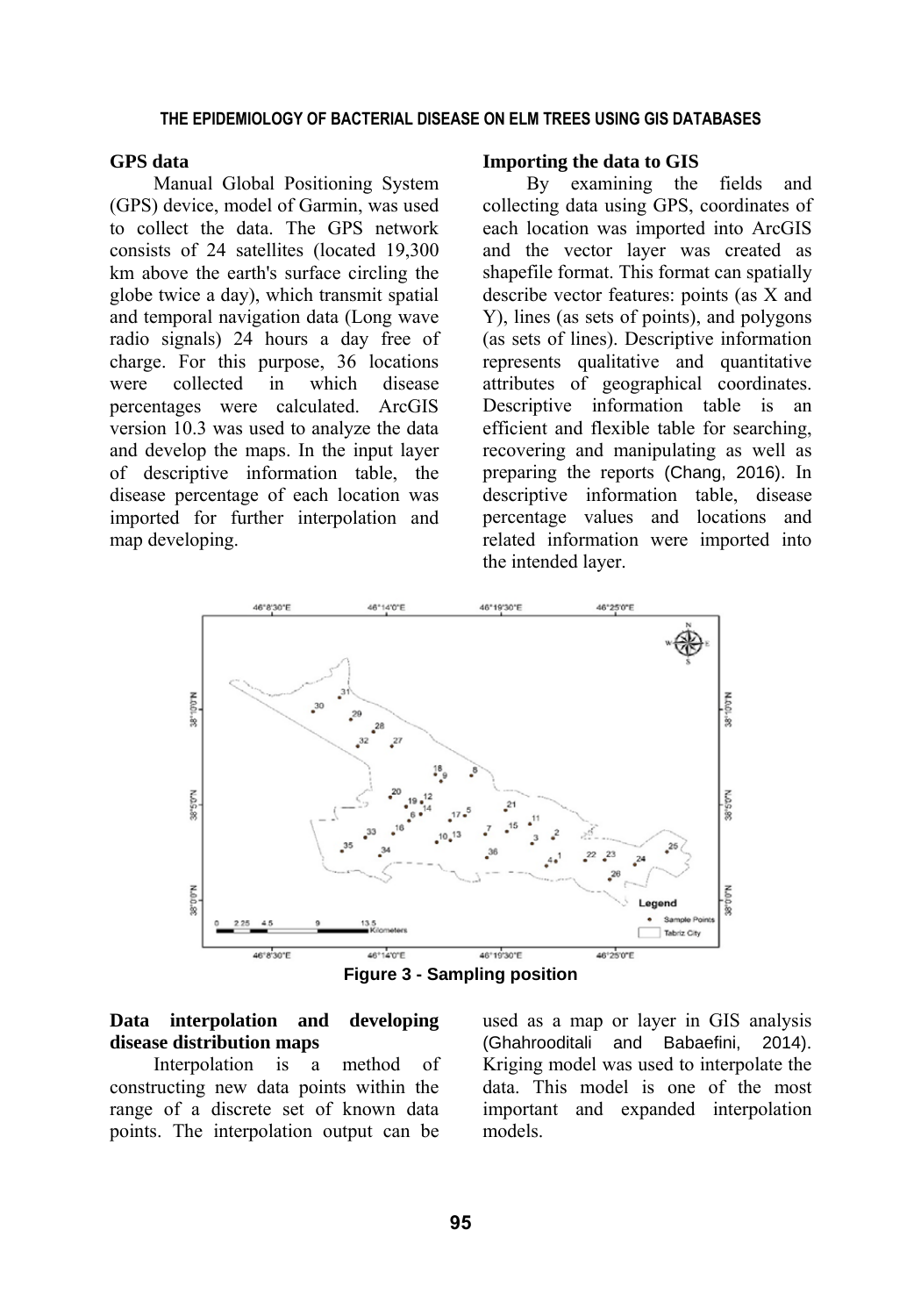## GPS data

Manual Global Positioning System (GPS) device, model of Garmin, was used to collect the data. The GPS network consists of 24 satellites (located 19,300 km above the earth's surface circling the globe twice a day), which transmit spatial and temporal navigation data (Long wave radio signals) 24 hours a day free of charge. For this purpose, 36 locations were collected in which disease percentages were calculated. ArcGIS version 10.3 was used to analyze the data and develop the maps. In the input layer of descriptive information table, the disease percentage of each location was imported for further interpolation and map developing.

## Importing the data to GIS

By examining the fields and collecting data using GPS, coordinates of each location was imported into ArcGIS and the vector layer was created as shapefile format. This format can spatially describe vector features: points (as X and Y), lines (as sets of points), and polygons (as sets of lines). Descriptive information represents qualitative and quantitative attributes of geographical coordinates. Descriptive information table is an efficient and flexible table for searching, recovering and manipulating as well as preparing the reports (Chang, 2016). In descriptive information table, disease percentage values and locations and related information were imported into the intended layer.

**Figure 3 - Sampling position**

## Data interpolation and developing disease distribution maps

Interpolation is a method of constructing new data points within the range of a discrete set of known data points. The interpolation output can be used as a map or layer in GIS analysis (Ghahrooditali and Babaefini, 2014). Kriging model was used to interpolate the data. This model is one of the most important and expanded interpolation models.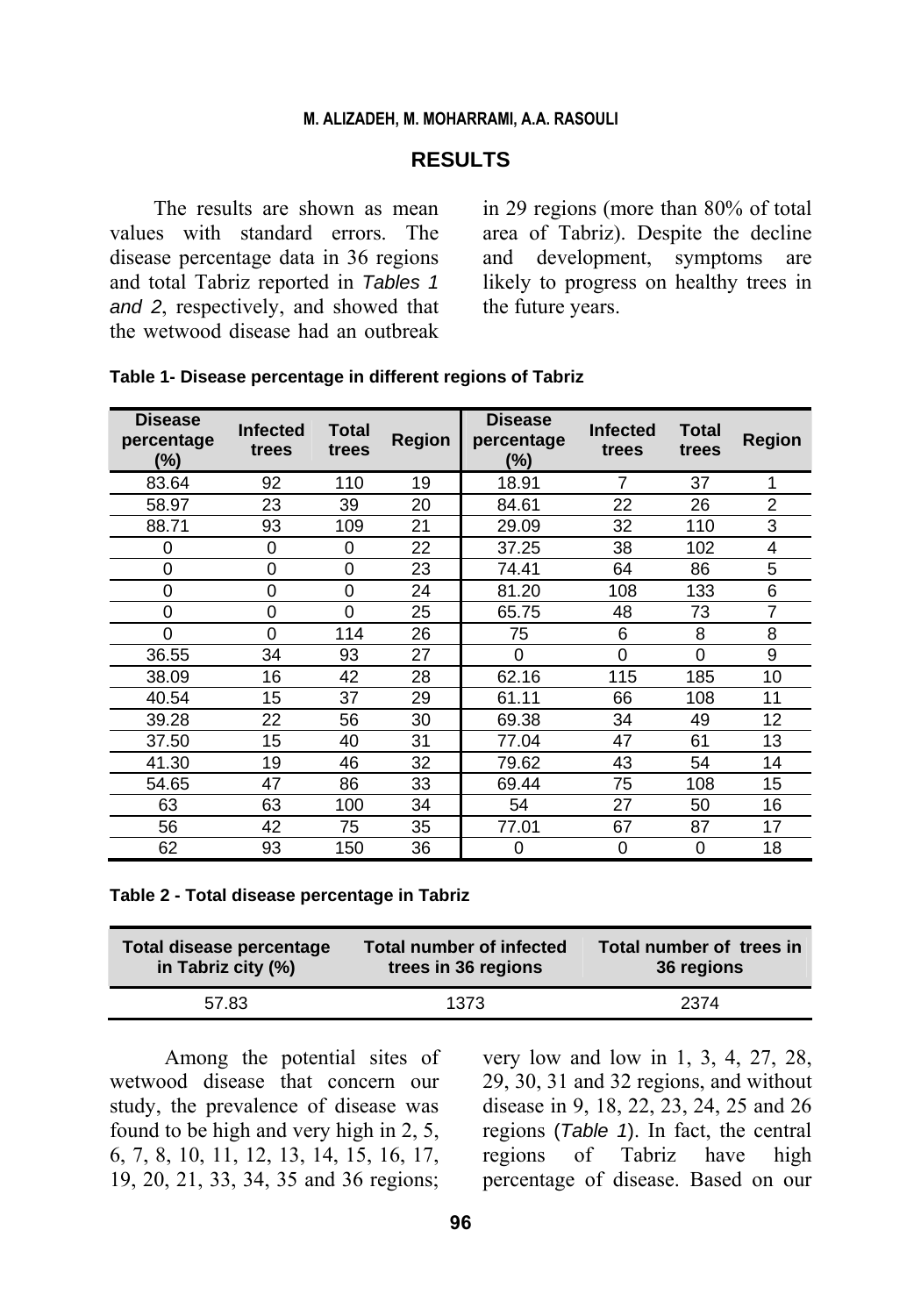## RESULTS

The results are shown as mean values with standard errors. The disease percentage data in 36 regions and total Tabriz reported in *Tables 1 and 2*, respectively, and showed that the wetwood disease had an outbreak in 29 regions (more than 80% of total area of Tabriz). Despite the decline and development, symptoms are likely to progress on healthy trees in the future years.

**Table 1- Disease percentage in different regions of Tabriz**

| Disease percentage (%) | Infected trees | Total trees | Region | Disease percentage (%) | Infected trees | Total trees | Region |
|---|---|---|---|---|---|---|---|
| 83.64 | 92 | 110 | 19 | 18.91 | 7 | 37 | 1 |
| 58.97 | 23 | 39 | 20 | 84.61 | 22 | 26 | 2 |
| 88.71 | 93 | 109 | 21 | 29.09 | 32 | 110 | 3 |
| 0 | 0 | 0 | 22 | 37.25 | 38 | 102 | 4 |
| 0 | 0 | 0 | 23 | 74.41 | 64 | 86 | 5 |
| 0 | 0 | 0 | 24 | 81.20 | 108 | 133 | 6 |
| 0 | 0 | 0 | 25 | 65.75 | 48 | 73 | 7 |
| 0 | 0 | 114 | 26 | 75 | 6 | 8 | 8 |
| 36.55 | 34 | 93 | 27 | 0 | 0 | 0 | 9 |
| 38.09 | 16 | 42 | 28 | 62.16 | 115 | 185 | 10 |
| 40.54 | 15 | 37 | 29 | 61.11 | 66 | 108 | 11 |
| 39.28 | 22 | 56 | 30 | 69.38 | 34 | 49 | 12 |
| 37.50 | 15 | 40 | 31 | 77.04 | 47 | 61 | 13 |
| 41.30 | 19 | 46 | 32 | 79.62 | 43 | 54 | 14 |
| 54.65 | 47 | 86 | 33 | 69.44 | 75 | 108 | 15 |
| 63 | 63 | 100 | 34 | 54 | 27 | 50 | 16 |
| 56 | 42 | 75 | 35 | 77.01 | 67 | 87 | 17 |
| 62 | 93 | 150 | 36 | 0 | 0 | 0 | 18 |

**Table 2 - Total disease percentage in Tabriz**

| Total disease percentage in Tabriz city (%) | Total number of infected trees in 36 regions | Total number of trees in 36 regions |
|---|---|---|
| 57.83 | 1373 | 2374 |

Among the potential sites of wetwood disease that concern our study, the prevalence of disease was found to be high and very high in 2, 5, 6, 7, 8, 10, 11, 12, 13, 14, 15, 16, 17, 19, 20, 21, 33, 34, 35 and 36 regions; very low and low in 1, 3, 4, 27, 28, 29, 30, 31 and 32 regions, and without disease in 9, 18, 22, 23, 24, 25 and 26 regions (*Table 1*). In fact, the central regions of Tabriz have high percentage of disease. Based on our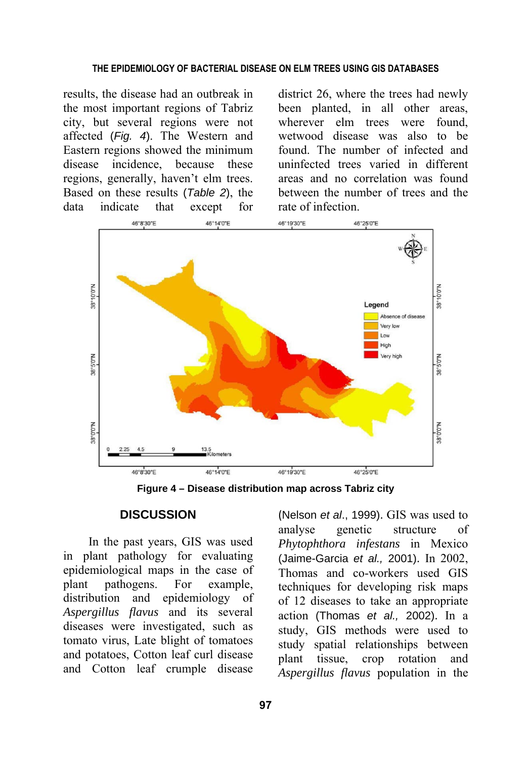results, the disease had an outbreak in the most important regions of Tabriz city, but several regions were not affected (*Fig. 4*). The Western and Eastern regions showed the minimum disease incidence, because these regions, generally, haven't elm trees. Based on these results (*Table 2*), the data indicate that except for district 26, where the trees had newly been planted, in all other areas, wherever elm trees were found, wetwood disease was also to be found. The number of infected and uninfected trees varied in different areas and no correlation was found between the number of trees and the rate of infection.

**Figure 4 – Disease distribution map across Tabriz city**

## DISCUSSION

In the past years, GIS was used in plant pathology for evaluating epidemiological maps in the case of plant pathogens. For example, distribution and epidemiology of *Aspergillus flavus* and its several diseases were investigated, such as tomato virus, Late blight of tomatoes and potatoes, Cotton leaf curl disease and Cotton leaf crumple disease (Nelson *et al*., 1999). GIS was used to analyse genetic structure of *Phytophthora infestans* in Mexico (Jaime-Garcia *et al.,* 2001). In 2002, Thomas and co-workers used GIS techniques for developing risk maps of 12 diseases to take an appropriate action (Thomas *et al.,* 2002). In a study, GIS methods were used to study spatial relationships between plant tissue, crop rotation and *Aspergillus flavus* population in the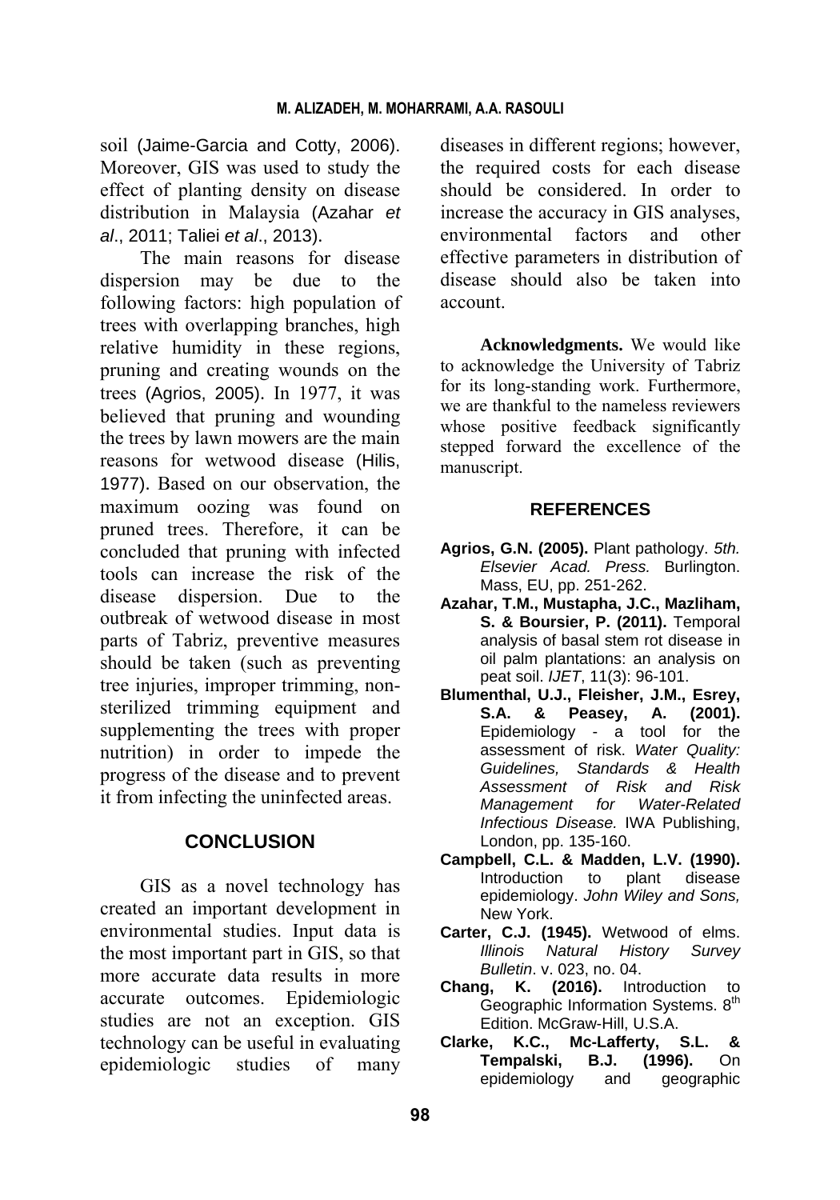soil (Jaime-Garcia and Cotty, 2006). Moreover, GIS was used to study the effect of planting density on disease distribution in Malaysia (Azahar *et al*., 2011; Taliei *et al*., 2013).

The main reasons for disease dispersion may be due to the following factors: high population of trees with overlapping branches, high relative humidity in these regions, pruning and creating wounds on the trees (Agrios, 2005). In 1977, it was believed that pruning and wounding the trees by lawn mowers are the main reasons for wetwood disease (Hilis, 1977). Based on our observation, the maximum oozing was found on pruned trees. Therefore, it can be concluded that pruning with infected tools can increase the risk of the disease dispersion. Due to the outbreak of wetwood disease in most parts of Tabriz, preventive measures should be taken (such as preventing tree injuries, improper trimming, non-sterilized trimming equipment and supplementing the trees with proper nutrition) in order to impede the progress of the disease and to prevent it from infecting the uninfected areas.

## CONCLUSION

GIS as a novel technology has created an important development in environmental studies. Input data is the most important part in GIS, so that more accurate data results in more accurate outcomes. Epidemiologic studies are not an exception. GIS technology can be useful in evaluating epidemiologic studies of many diseases in different regions; however, the required costs for each disease should be considered. In order to increase the accuracy in GIS analyses, environmental factors and other effective parameters in distribution of disease should also be taken into account.

**Acknowledgments.** We would like to acknowledge the University of Tabriz for its long-standing work. Furthermore, we are thankful to the nameless reviewers whose positive feedback significantly stepped forward the excellence of the manuscript.

## REFERENCES

**Agrios, G.N. (2005).** Plant pathology. *5th. Elsevier Acad. Press.* Burlington. Mass, EU, pp. 251-262.

**Azahar, T.M., Mustapha, J.C., Mazliham, S. & Boursier, P. (2011).** Temporal analysis of basal stem rot disease in oil palm plantations: an analysis on peat soil. *IJET*, 11(3): 96-101.

**Blumenthal, U.J., Fleisher, J.M., Esrey, S.A. & Peasey, A. (2001).** Epidemiology - a tool for the assessment of risk. *Water Quality: Guidelines, Standards & Health Assessment of Risk and Risk Management for Water-Related Infectious Disease.* IWA Publishing, London, pp. 135-160.

**Campbell, C.L. & Madden, L.V. (1990).** Introduction to plant disease epidemiology. *John Wiley and Sons,* New York.

**Carter, C.J. (1945).** Wetwood of elms. *Illinois Natural History Survey Bulletin*. v. 023, no. 04.

**Chang, K. (2016).** Introduction to Geographic Information Systems. 8th Edition. McGraw-Hill, U.S.A.

**Clarke, K.C., Mc-Lafferty, S.L. & Tempalski, B.J. (1996).** On epidemiology and geographic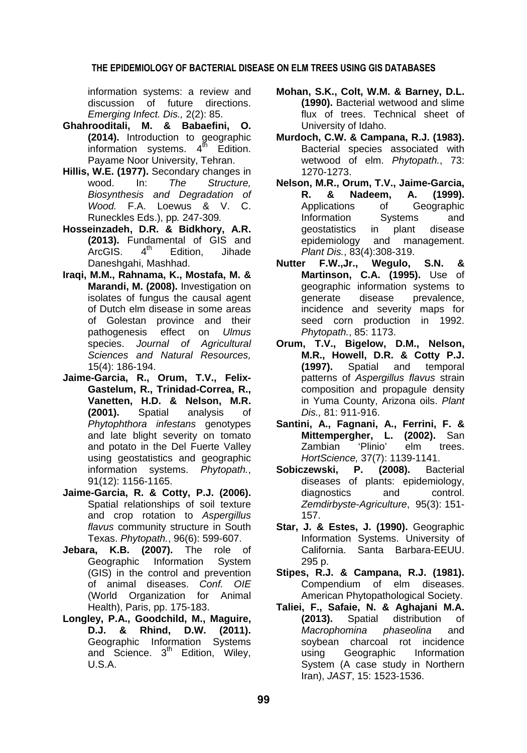information systems: a review and discussion of future directions. *Emerging Infect. Dis.,* 2(2): 85.

**Ghahrooditali, M. & Babaefini, O. (2014).** Introduction to geographic information systems. 4th Edition. Payame Noor University, Tehran.

**Hillis, W.E. (1977).** Secondary changes in wood. In: *The Structure, Biosynthesis and Degradation of Wood.* F.A. Loewus & V. C. Runeckles Eds.), pp*.* 247-309*.*

**Hosseinzadeh, D.R. & Bidkhory, A.R. (2013).** Fundamental of GIS and ArcGIS. 4th Edition, Jihade Daneshgahi, Mashhad.

**Iraqi, M.M., Rahnama, K., Mostafa, M. & Marandi, M. (2008).** Investigation on isolates of fungus the causal agent of Dutch elm disease in some areas of Golestan province and their pathogenesis effect on *Ulmus* species. *Journal of Agricultural Sciences and Natural Resources,* 15(4): 186-194.

**Jaime-Garcia, R., Orum, T.V., Felix-Gastelum, R., Trinidad-Correa, R., Vanetten, H.D. & Nelson, M.R. (2001).** Spatial analysis of *Phytophthora infestans* genotypes and late blight severity on tomato and potato in the Del Fuerte Valley using geostatistics and geographic information systems. *Phytopath.*, 91(12): 1156-1165.

**Jaime-Garcia, R. & Cotty, P.J. (2006).** Spatial relationships of soil texture and crop rotation to *Aspergillus flavus* community structure in South Texas. *Phytopath.*, 96(6): 599-607.

**Jebara, K.B. (2007).** The role of Geographic Information System (GIS) in the control and prevention of animal diseases. *Conf. OIE* (World Organization for Animal Health), Paris, pp. 175-183.

**Longley, P.A., Goodchild, M., Maguire, D.J. & Rhind, D.W. (2011).** Geographic Information Systems and Science. 3rd Edition, Wiley, U.S.A.

**Mohan, S.K., Colt, W.M. & Barney, D.L. (1990).** Bacterial wetwood and slime flux of trees. Technical sheet of University of Idaho.

**Murdoch, C.W. & Campana, R.J. (1983).** Bacterial species associated with wetwood of elm. *Phytopath.*, 73: 1270-1273.

**Nelson, M.R., Orum, T.V., Jaime-Garcia, R. & Nadeem, A. (1999).** Applications of Geographic Information Systems and geostatistics in plant disease epidemiology and management. *Plant Dis.*, 83(4):308-319.

**Nutter F.W.,Jr., Wegulo, S.N. & Martinson, C.A. (1995).** Use of geographic information systems to generate disease prevalence, incidence and severity maps for seed corn production in 1992. *Phytopath.*, 85: 1173.

**Orum, T.V., Bigelow, D.M., Nelson, M.R., Howell, D.R. & Cotty P.J. (1997).** Spatial and temporal patterns of *Aspergillus flavus* strain composition and propagule density in Yuma County, Arizona oils. *Plant Dis.,* 81: 911-916.

**Santini, A., Fagnani, A., Ferrini, F. & Mittempergher, L. (2002).** San Zambian 'Plinio' elm trees. *HortScience,* 37(7): 1139-1141.

**Sobiczewski, P. (2008).** Bacterial diseases of plants: epidemiology, diagnostics and control. *Zemdirbyste-Agriculture*, 95(3): 151-157.

**Star, J. & Estes, J. (1990).** Geographic Information Systems. University of California. Santa Barbara-EEUU. 295 p.

**Stipes, R.J. & Campana, R.J. (1981).** Compendium of elm diseases. American Phytopathological Society.

**Taliei, F., Safaie, N. & Aghajani M.A. (2013).** Spatial distribution of *Macrophomina phaseolina* and soybean charcoal rot incidence using Geographic Information System (A case study in Northern Iran), *JAST*, 15: 1523-1536.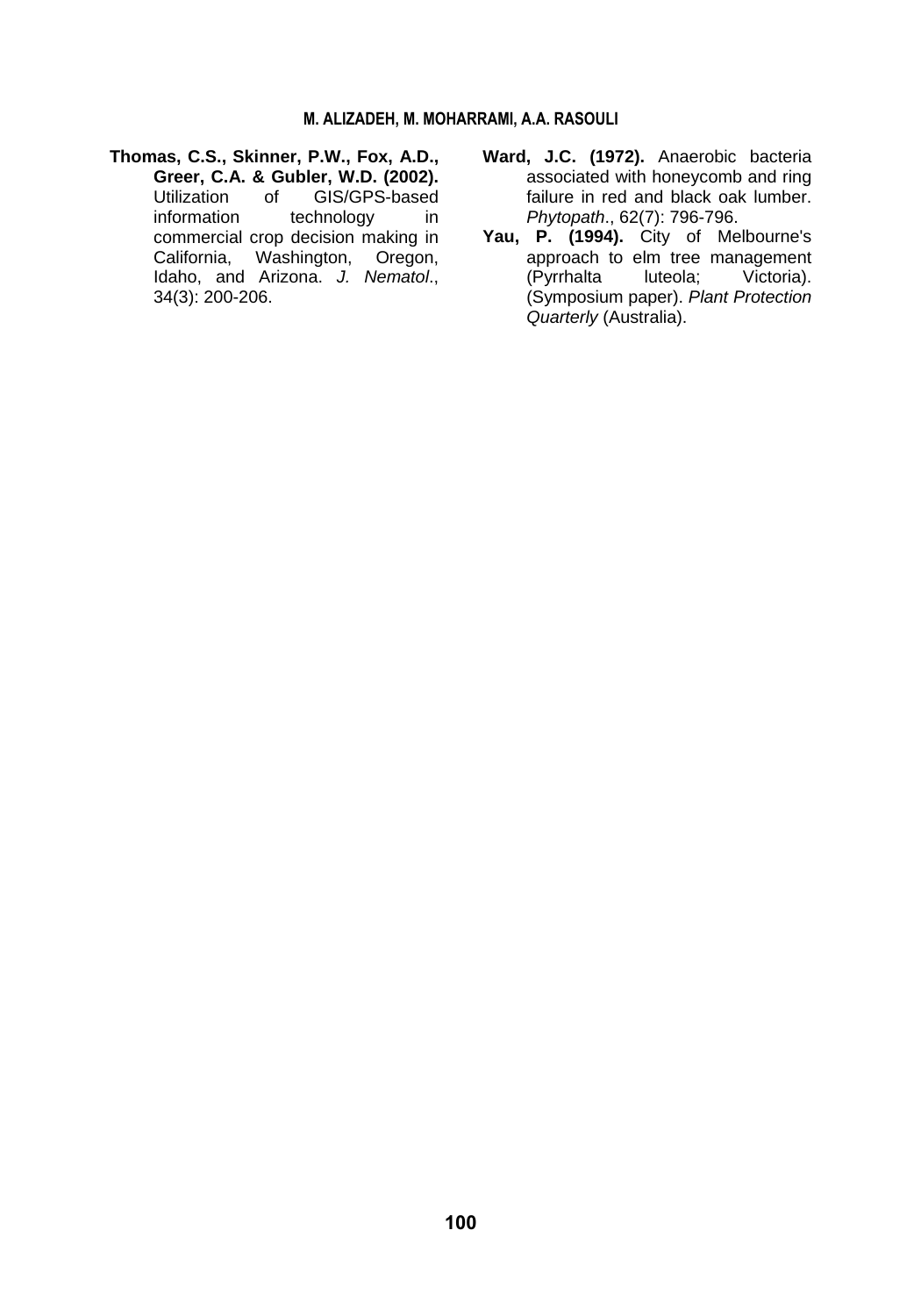**Thomas, C.S., Skinner, P.W., Fox, A.D., Greer, C.A. & Gubler, W.D. (2002).** Utilization of GIS/GPS-based information technology in commercial crop decision making in California, Washington, Oregon, Idaho, and Arizona. *J. Nematol*., 34(3): 200-206.

**Ward, J.C. (1972).** Anaerobic bacteria associated with honeycomb and ring failure in red and black oak lumber. *Phytopath*., 62(7): 796-796.

**Yau, P. (1994).** City of Melbourne's approach to elm tree management (Pyrrhalta luteola; Victoria). (Symposium paper). *Plant Protection Quarterly* (Australia).